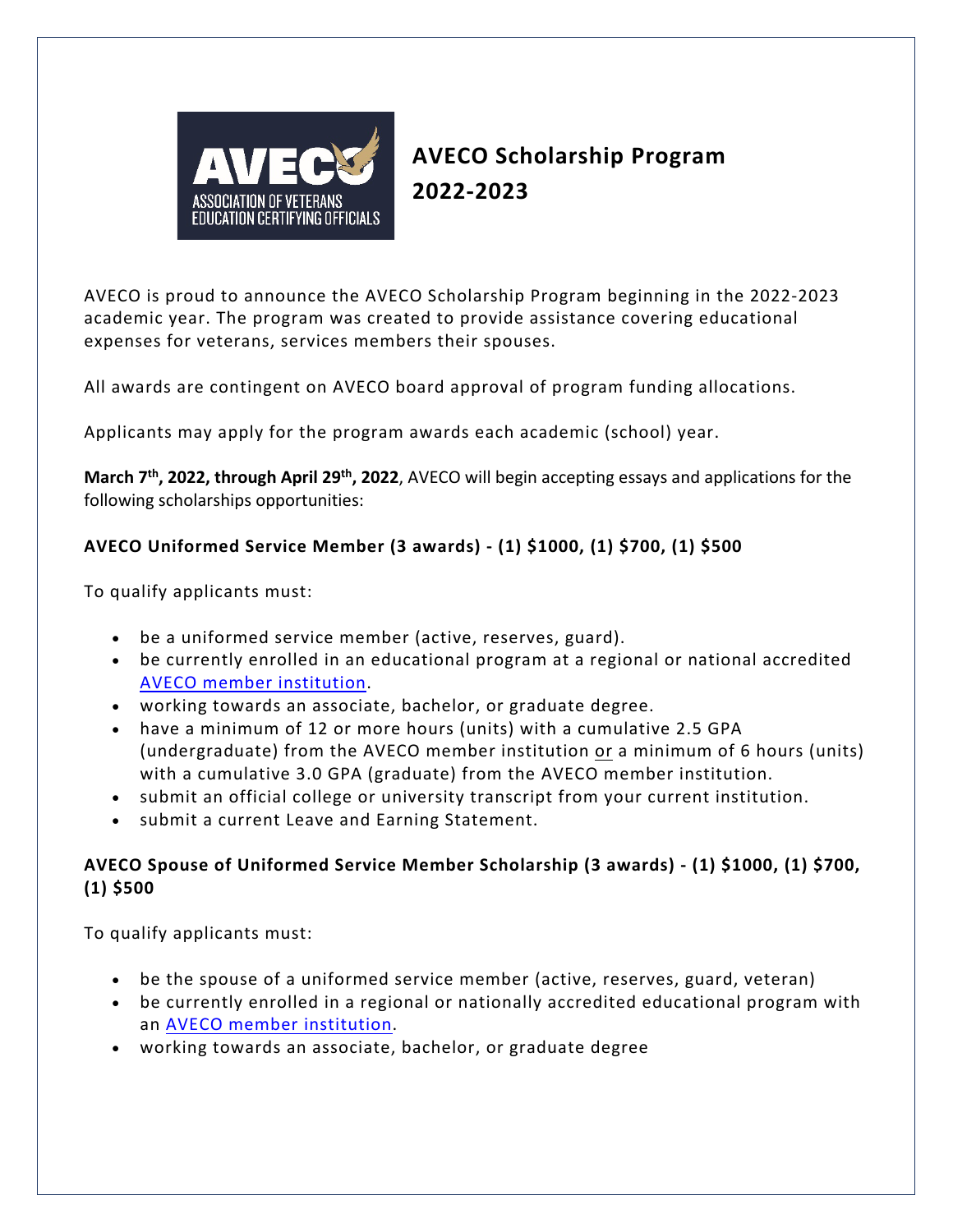# AVECO Scholarship Program 2022-2023

AVECO is proud to announce the AVECO Scholarship Program beginning in the 2022-2023 academic year. The program was created to provide assistance covering educational expenses for veterans, services members their spouses.

All awards are contingent on AVECO board approval of program funding allocations.

Applicants may apply for the program awards each academic (school) year.

**March 7th, 2022, through April 29th, 2022**, AVECO will begin accepting essays and applications for the following scholarships opportunities:

**AVECO Uniformed Service Member (3 awards) - (1) $1000, (1) $700, (1) $500**

To qualify applicants must:

- be a uniformed service member (active, reserves, guard).
- be currently enrolled in an educational program at a regional or national accredited AVECO member institution.
- working towards an associate, bachelor, or graduate degree.
- have a minimum of 12 or more hours (units) with a cumulative 2.5 GPA (undergraduate) from the AVECO member institution or a minimum of 6 hours (units) with a cumulative 3.0 GPA (graduate) from the AVECO member institution.
- submit an official college or university transcript from your current institution.
- submit a current Leave and Earning Statement.

**AVECO Spouse of Uniformed Service Member Scholarship (3 awards) - (1) $1000, (1) $700, (1) $500**

To qualify applicants must:

- be the spouse of a uniformed service member (active, reserves, guard, veteran)
- be currently enrolled in a regional or nationally accredited educational program with an AVECO member institution.
- working towards an associate, bachelor, or graduate degree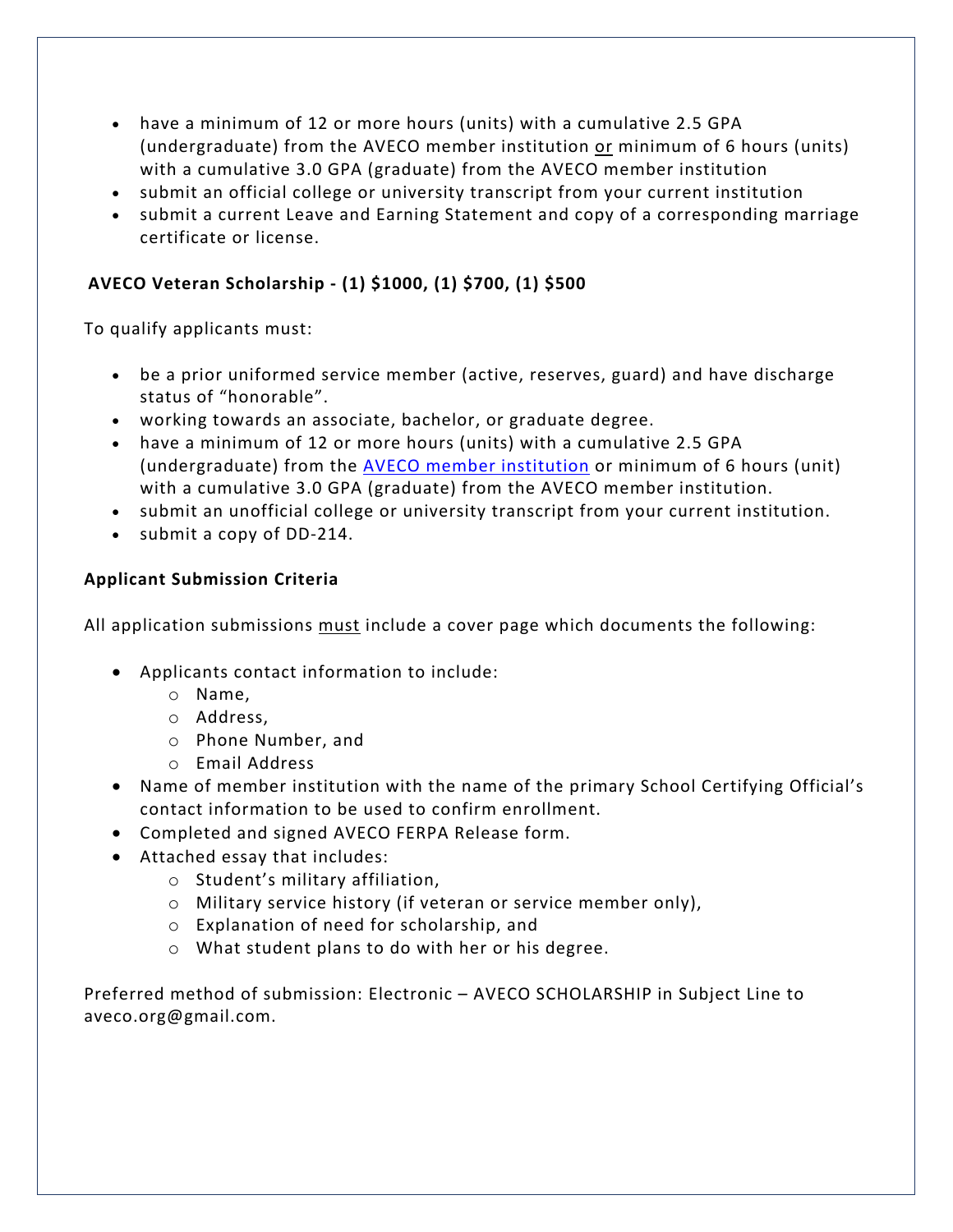- have a minimum of 12 or more hours (units) with a cumulative 2.5 GPA (undergraduate) from the AVECO member institution <u>or</u> minimum of 6 hours (units) with a cumulative 3.0 GPA (graduate) from the AVECO member institution
- submit an official college or university transcript from your current institution
- submit a current Leave and Earning Statement and copy of a corresponding marriage certificate or license.

**AVECO Veteran Scholarship - (1) $1000, (1) $700, (1) $500**

To qualify applicants must:

- be a prior uniformed service member (active, reserves, guard) and have discharge status of "honorable".
- working towards an associate, bachelor, or graduate degree.
- have a minimum of 12 or more hours (units) with a cumulative 2.5 GPA (undergraduate) from the AVECO member institution or minimum of 6 hours (unit) with a cumulative 3.0 GPA (graduate) from the AVECO member institution.
- submit an unofficial college or university transcript from your current institution.
- submit a copy of DD-214.

**Applicant Submission Criteria**

All application submissions <u>must</u> include a cover page which documents the following:

- Applicants contact information to include:
  - Name,
  - Address,
  - Phone Number, and
  - Email Address
- Name of member institution with the name of the primary School Certifying Official's contact information to be used to confirm enrollment.
- Completed and signed AVECO FERPA Release form.
- Attached essay that includes:
  - Student's military affiliation,
  - Military service history (if veteran or service member only),
  - Explanation of need for scholarship, and
  - What student plans to do with her or his degree.

Preferred method of submission: Electronic – AVECO SCHOLARSHIP in Subject Line to aveco.org@gmail.com.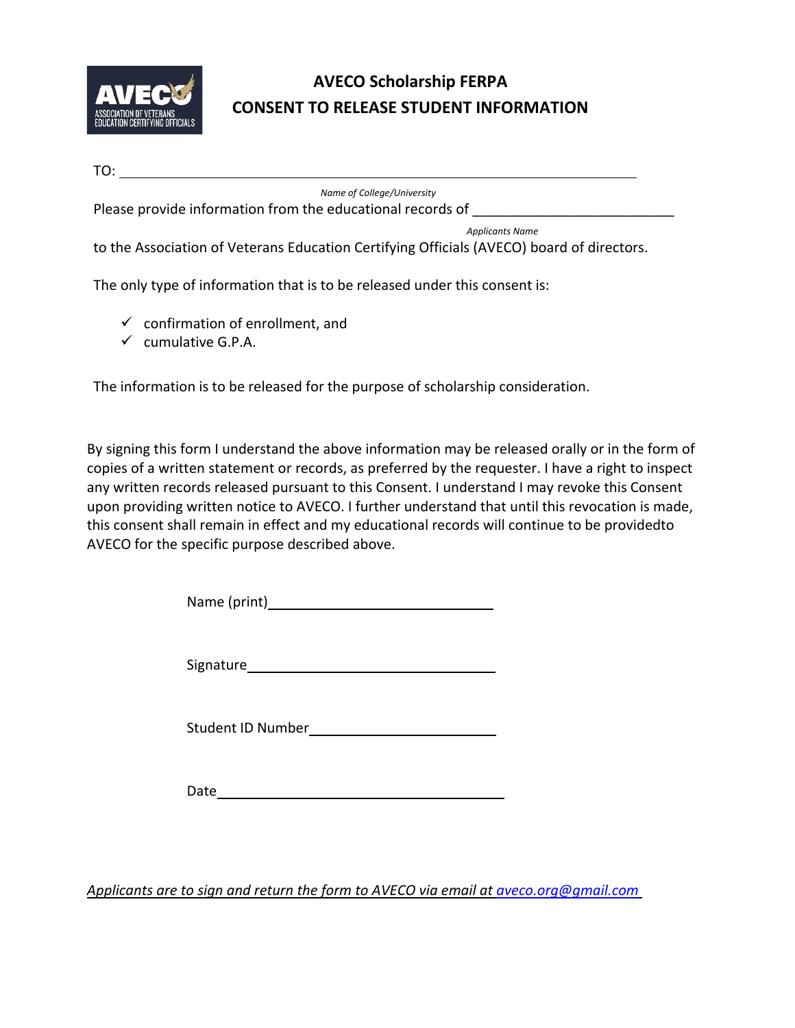# AVECO Scholarship FERPA
# CONSENT TO RELEASE STUDENT INFORMATION

TO: ______________________________________________________________

*Name of College/University*

Please provide information from the educational records of ___________________________

*Applicants Name*

to the Association of Veterans Education Certifying Officials (AVECO) board of directors.

The only type of information that is to be released under this consent is:

- ✓ confirmation of enrollment, and
- ✓ cumulative G.P.A.

The information is to be released for the purpose of scholarship consideration.

By signing this form I understand the above information may be released orally or in the form of copies of a written statement or records, as preferred by the requester. I have a right to inspect any written records released pursuant to this Consent. I understand I may revoke this Consent upon providing written notice to AVECO. I further understand that until this revocation is made, this consent shall remain in effect and my educational records will continue to be providedto AVECO for the specific purpose described above.

Name (print)______________________________

Signature________________________________

Student ID Number________________________

Date____________________________________

*Applicants are to sign and return the form to AVECO via email at aveco.org@gmail.com*